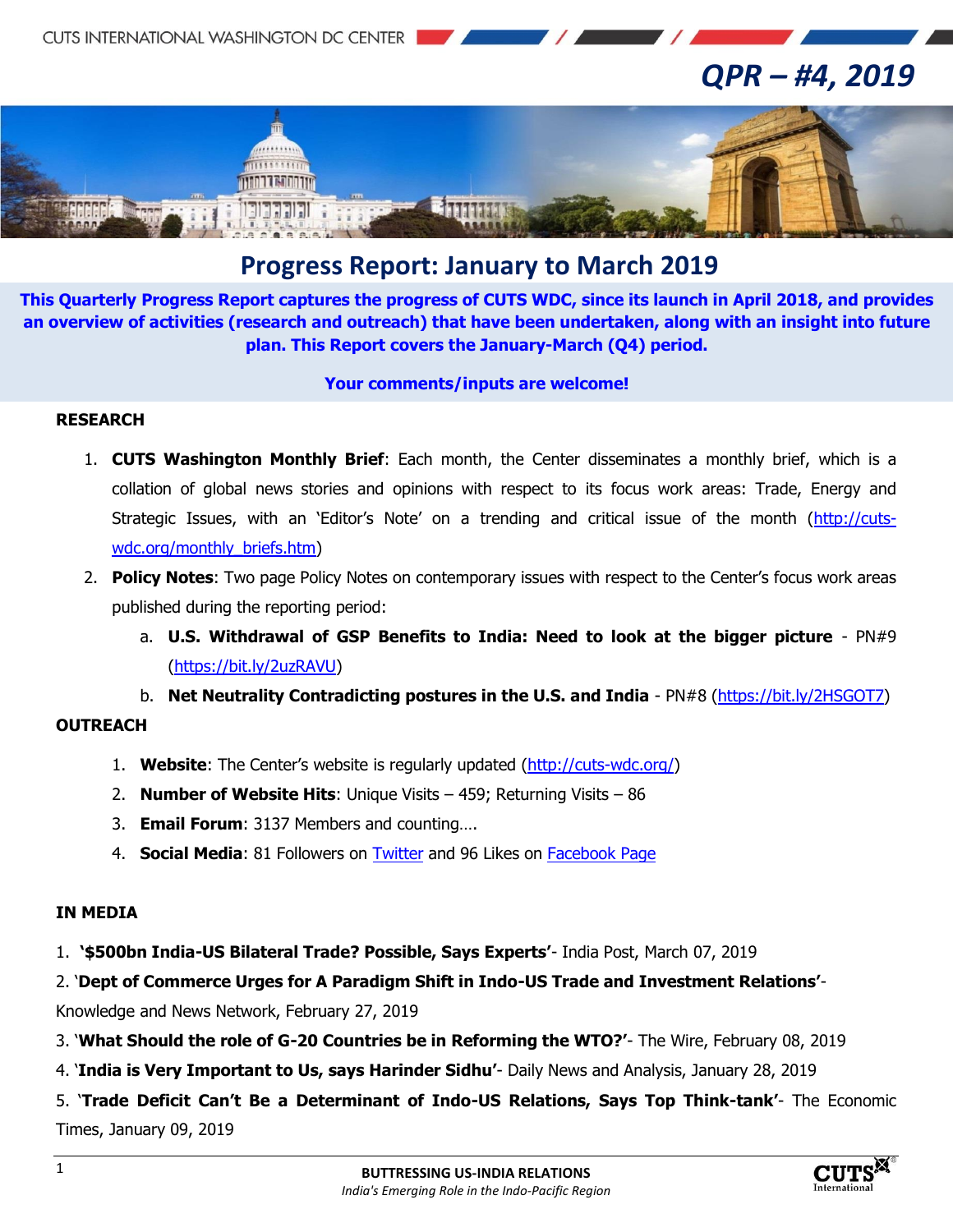# QPR – #4, 2019

## Progress Report: January to March 2019

**This Quarterly Progress Report captures the progress of CUTS WDC, since its launch in April 2018, and provides an overview of activities (research and outreach) that have been undertaken, along with an insight into future plan. This Report covers the January-March (Q4) period.**

**Your comments/inputs are welcome!**

### RESEARCH

1. **CUTS Washington Monthly Brief**: Each month, the Center disseminates a monthly brief, which is a collation of global news stories and opinions with respect to its focus work areas: Trade, Energy and Strategic Issues, with an 'Editor's Note' on a trending and critical issue of the month (http://cuts-wdc.org/monthly_briefs.htm)
2. **Policy Notes**: Two page Policy Notes on contemporary issues with respect to the Center's focus work areas published during the reporting period:
   a. **U.S. Withdrawal of GSP Benefits to India: Need to look at the bigger picture** - PN#9 (https://bit.ly/2uzRAVU)
   b. **Net Neutrality Contradicting postures in the U.S. and India** - PN#8 (https://bit.ly/2HSGOT7)

### OUTREACH

1. **Website**: The Center's website is regularly updated (http://cuts-wdc.org/)
2. **Number of Website Hits**: Unique Visits – 459; Returning Visits – 86
3. **Email Forum**: 3137 Members and counting….
4. **Social Media**: 81 Followers on Twitter and 96 Likes on Facebook Page

### IN MEDIA

1. **'$500bn India-US Bilateral Trade? Possible, Says Experts'**- India Post, March 07, 2019
2. '**Dept of Commerce Urges for A Paradigm Shift in Indo-US Trade and Investment Relations'**- Knowledge and News Network, February 27, 2019
3. '**What Should the role of G-20 Countries be in Reforming the WTO?'**- The Wire, February 08, 2019
4. '**India is Very Important to Us, says Harinder Sidhu'**- Daily News and Analysis, January 28, 2019
5. '**Trade Deficit Can't Be a Determinant of Indo-US Relations, Says Top Think-tank'**- The Economic Times, January 09, 2019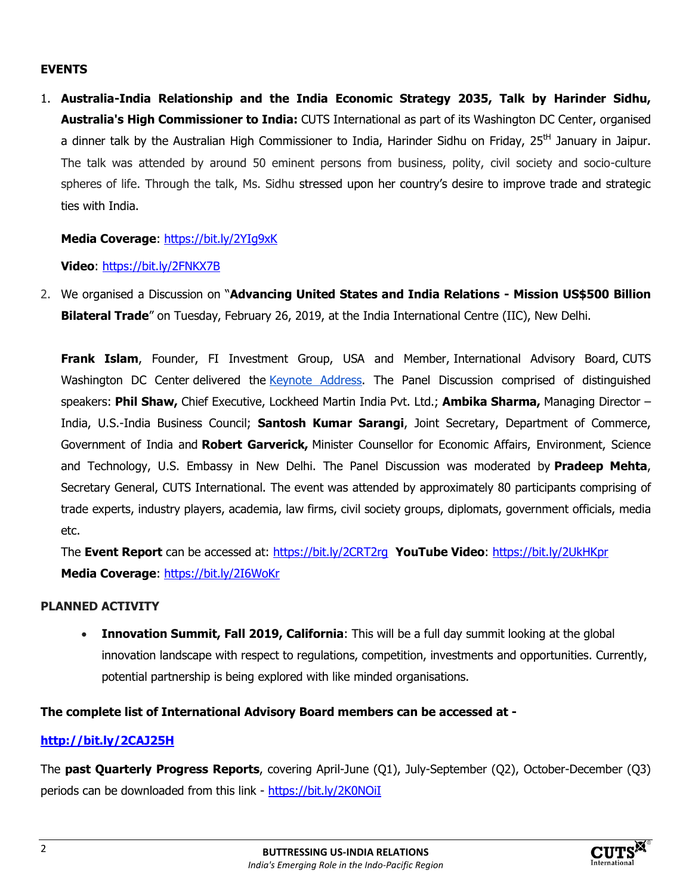**EVENTS**

1. **Australia-India Relationship and the India Economic Strategy 2035, Talk by Harinder Sidhu, Australia's High Commissioner to India:** CUTS International as part of its Washington DC Center, organised a dinner talk by the Australian High Commissioner to India, Harinder Sidhu on Friday, 25th January in Jaipur. The talk was attended by around 50 eminent persons from business, polity, civil society and socio-culture spheres of life. Through the talk, Ms. Sidhu stressed upon her country's desire to improve trade and strategic ties with India.

   **Media Coverage**: https://bit.ly/2YIg9xK

   **Video**: https://bit.ly/2FNKX7B

2. We organised a Discussion on "**Advancing United States and India Relations - Mission US$500 Billion Bilateral Trade**" on Tuesday, February 26, 2019, at the India International Centre (IIC), New Delhi.

   **Frank Islam**, Founder, FI Investment Group, USA and Member, International Advisory Board, CUTS Washington DC Center delivered the Keynote Address. The Panel Discussion comprised of distinguished speakers: **Phil Shaw,** Chief Executive, Lockheed Martin India Pvt. Ltd.; **Ambika Sharma,** Managing Director – India, U.S.-India Business Council; **Santosh Kumar Sarangi**, Joint Secretary, Department of Commerce, Government of India and **Robert Garverick,** Minister Counsellor for Economic Affairs, Environment, Science and Technology, U.S. Embassy in New Delhi. The Panel Discussion was moderated by **Pradeep Mehta**, Secretary General, CUTS International. The event was attended by approximately 80 participants comprising of trade experts, industry players, academia, law firms, civil society groups, diplomats, government officials, media etc.

   The **Event Report** can be accessed at: https://bit.ly/2CRT2rg **YouTube Video**: https://bit.ly/2UkHKpr
   **Media Coverage**: https://bit.ly/2I6WoKr

**PLANNED ACTIVITY**

- **Innovation Summit, Fall 2019, California**: This will be a full day summit looking at the global innovation landscape with respect to regulations, competition, investments and opportunities. Currently, potential partnership is being explored with like minded organisations.

**The complete list of International Advisory Board members can be accessed at -**

**http://bit.ly/2CAJ25H**

The **past Quarterly Progress Reports**, covering April-June (Q1), July-September (Q2), October-December (Q3) periods can be downloaded from this link - https://bit.ly/2K0NOiI